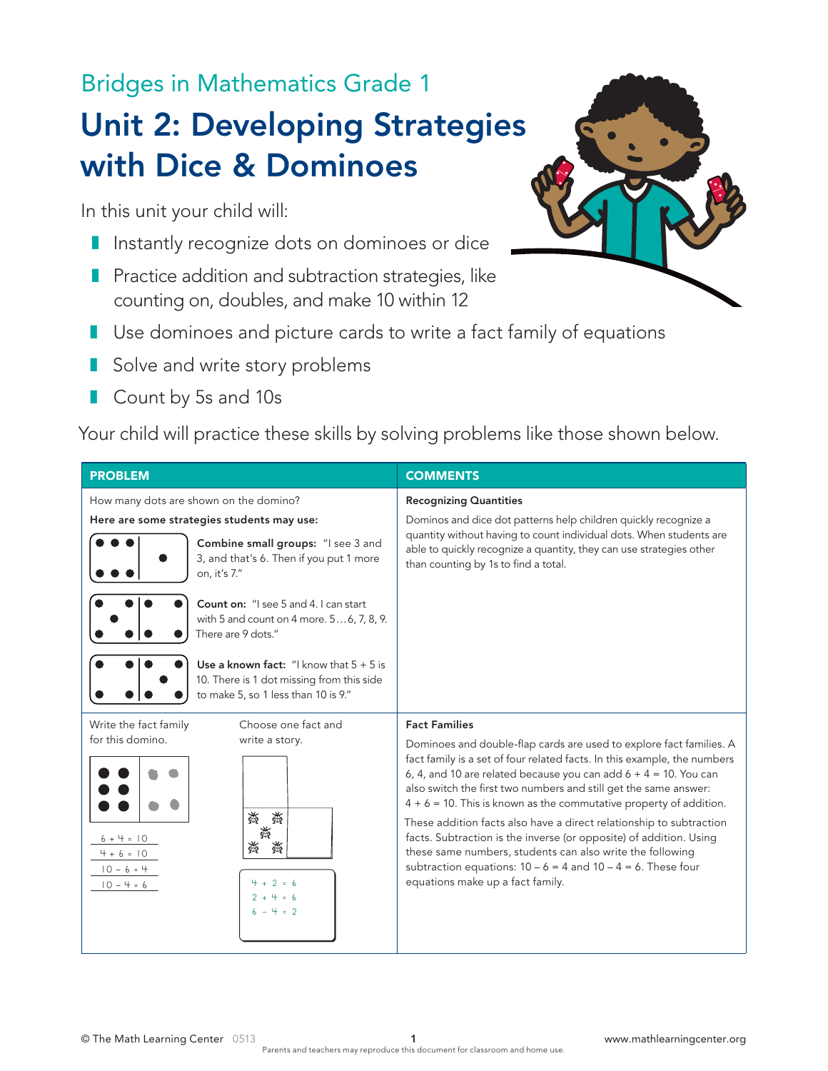Bridges in Mathematics Grade 1

# Unit 2: Developing Strategies with Dice & Dominoes

In this unit your child will:

- Instantly recognize dots on dominoes or dice
- Practice addition and subtraction strategies, like counting on, doubles, and make 10 within 12
- Use dominoes and picture cards to write a fact family of equations
- Solve and write story problems
- Count by 5s and 10s

Your child will practice these skills by solving problems like those shown below.

| PROBLEM | COMMENTS |
|---|---|
| How many dots are shown on the domino?<br>**Here are some strategies students may use:**<br>**Combine small groups:** "I see 3 and 3, and that's 6. Then if you put 1 more on, it's 7."<br>**Count on:** "I see 5 and 4. I can start with 5 and count on 4 more. 5…6, 7, 8, 9. There are 9 dots."<br>**Use a known fact:** "I know that 5 + 5 is 10. There is 1 dot missing from this side to make 5, so 1 less than 10 is 9." | **Recognizing Quantities**<br>Dominos and dice dot patterns help children quickly recognize a quantity without having to count individual dots. When students are able to quickly recognize a quantity, they can use strategies other than counting by 1s to find a total. |
| Write the fact family for this domino.<br>$6 + 4 = 10$<br>$4 + 6 = 10$<br>$10 - 6 = 4$<br>$10 - 4 = 6$<br><br>Choose one fact and write a story.<br>$4 + 2 = 6$<br>$2 + 4 = 6$<br>$6 - 4 = 2$ | **Fact Families**<br>Dominoes and double-flap cards are used to explore fact families. A fact family is a set of four related facts. In this example, the numbers 6, 4, and 10 are related because you can add 6 + 4 = 10. You can also switch the first two numbers and still get the same answer: 4 + 6 = 10. This is known as the commutative property of addition.<br>These addition facts also have a direct relationship to subtraction facts. Subtraction is the inverse (or opposite) of addition. Using these same numbers, students can also write the following subtraction equations: 10 – 6 = 4 and 10 – 4 = 6. These four equations make up a fact family. |

© The Math Learning Center 0513 www.mathlearningcenter.org
Parents and teachers may reproduce this document for classroom and home use.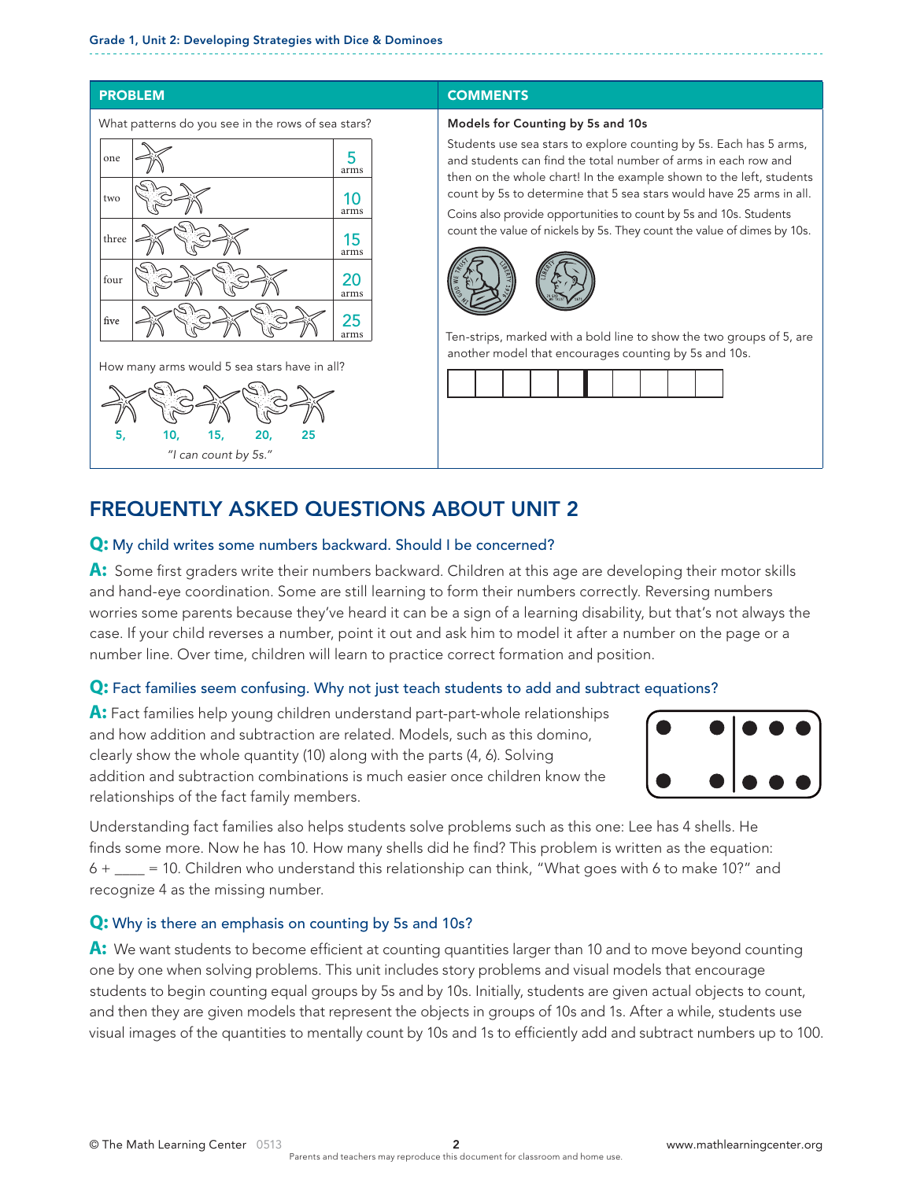| PROBLEM | COMMENTS |
|---|---|
| What patterns do you see in the rows of sea stars? | **Models for Counting by 5s and 10s** |

| | | |
|---|---|---|
| one | | 5 arms |
| two | | 10 arms |
| three | | 15 arms |
| four | | 20 arms |
| five | | 25 arms |

How many sea stars would 5 sea stars have in all?

5, 10, 15, 20, 25

*"I can count by 5s."*

**Models for Counting by 5s and 10s**

Students use sea stars to explore counting by 5s. Each has 5 arms, and students can find the total number of arms in each row and then on the whole chart! In the example shown to the left, students count by 5s to determine that 5 sea stars would have 25 arms in all.

Coins also provide opportunities to count by 5s and 10s. Students count the value of nickels by 5s. They count the value of dimes by 10s.

Ten-strips, marked with a bold line to show the two groups of 5, are another model that encourages counting by 5s and 10s.

## FREQUENTLY ASKED QUESTIONS ABOUT UNIT 2

**Q:** My child writes some numbers backward. Should I be concerned?

**A:** Some first graders write their numbers backward. Children at this age are developing their motor skills and hand-eye coordination. Some are still learning to form their numbers correctly. Reversing numbers worries some parents because they've heard it can be a sign of a learning disability, but that's not always the case. If your child reverses a number, point it out and ask him to model it after a number on the page or a number line. Over time, children will learn to practice correct formation and position.

**Q:** Fact families seem confusing. Why not just teach students to add and subtract equations?

**A:** Fact families help young children understand part-part-whole relationships and how addition and subtraction are related. Models, such as this domino, clearly show the whole quantity (10) along with the parts (4, 6). Solving addition and subtraction combinations is much easier once children know the relationships of the fact family members.

Understanding fact families also helps students solve problems such as this one: Lee has 4 shells. He finds some more. Now he has 10. How many shells did he find? This problem is written as the equation: 6 + ____ = 10. Children who understand this relationship can think, "What goes with 6 to make 10?" and recognize 4 as the missing number.

**Q:** Why is there an emphasis on counting by 5s and 10s?

**A:** We want students to become efficient at counting quantities larger than 10 and to move beyond counting one by one when solving problems. This unit includes story problems and visual models that encourage students to begin counting equal groups by 5s and by 10s. Initially, students are given actual objects to count, and then they are given models that represent the objects in groups of 10s and 1s. After a while, students use visual images of the quantities to mentally count by 10s and 1s to efficiently add and subtract numbers up to 100.